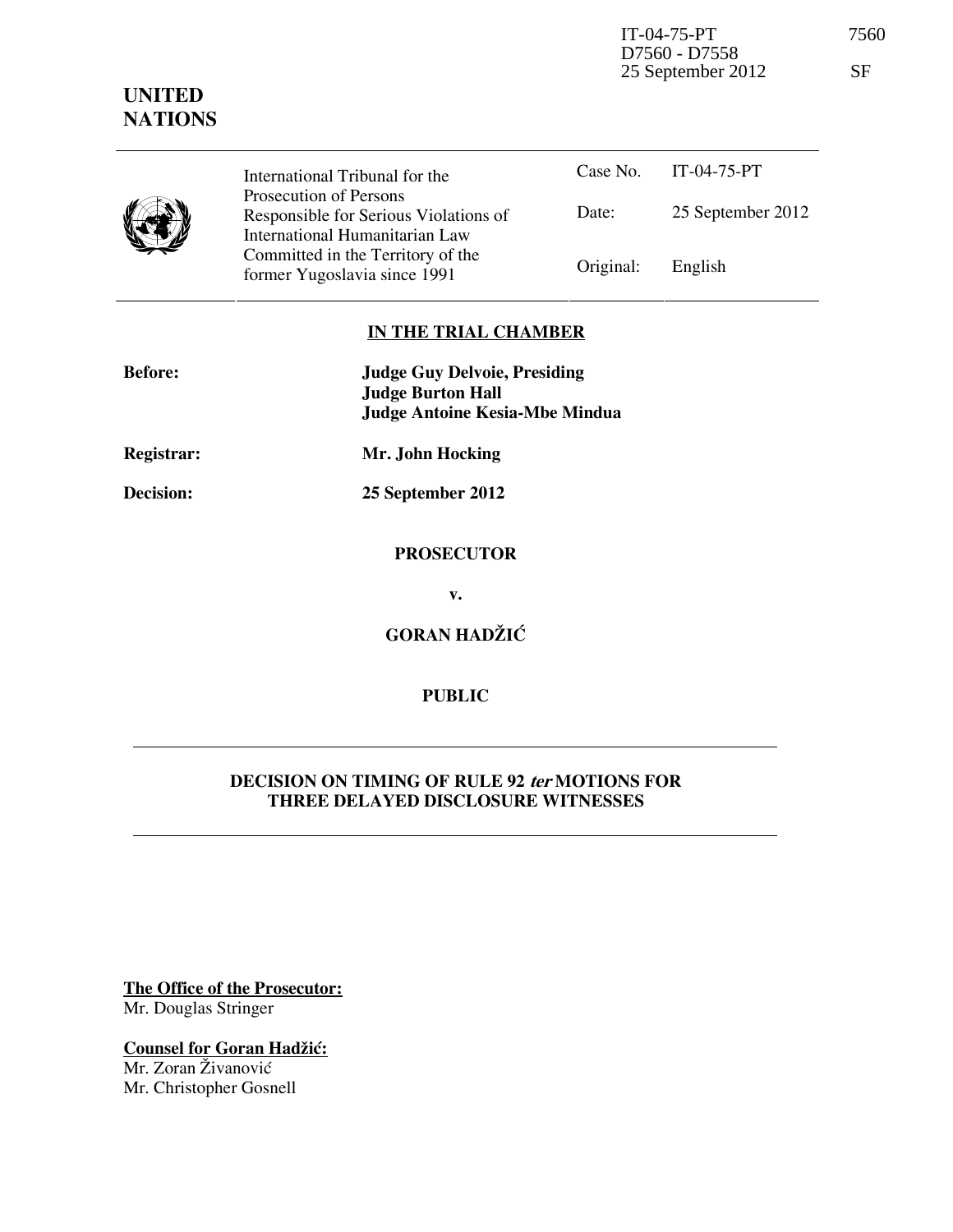IT-04-75-PT 7560
D7560 - D7558
25 September 2012 SF

**UNITED NATIONS**

| International Tribunal for the Prosecution of Persons Responsible for Serious Violations of International Humanitarian Law Committed in the Territory of the former Yugoslavia since 1991 | Case No. | IT-04-75-PT |
|---|---|---|
| | Date: | 25 September 2012 |
| | Original: | English |

## IN THE TRIAL CHAMBER

**Before:** **Judge Guy Delvoie, Presiding**
**Judge Burton Hall**
**Judge Antoine Kesia-Mbe Mindua**

**Registrar:** **Mr. John Hocking**

**Decision:** **25 September 2012**

**PROSECUTOR**

**v.**

**GORAN HADŽIĆ**

**PUBLIC**

---

**DECISION ON TIMING OF RULE 92 *ter* MOTIONS FOR THREE DELAYED DISCLOSURE WITNESSES**

---

**The Office of the Prosecutor:**
Mr. Douglas Stringer

**Counsel for Goran Hadžić:**
Mr. Zoran Živanović
Mr. Christopher Gosnell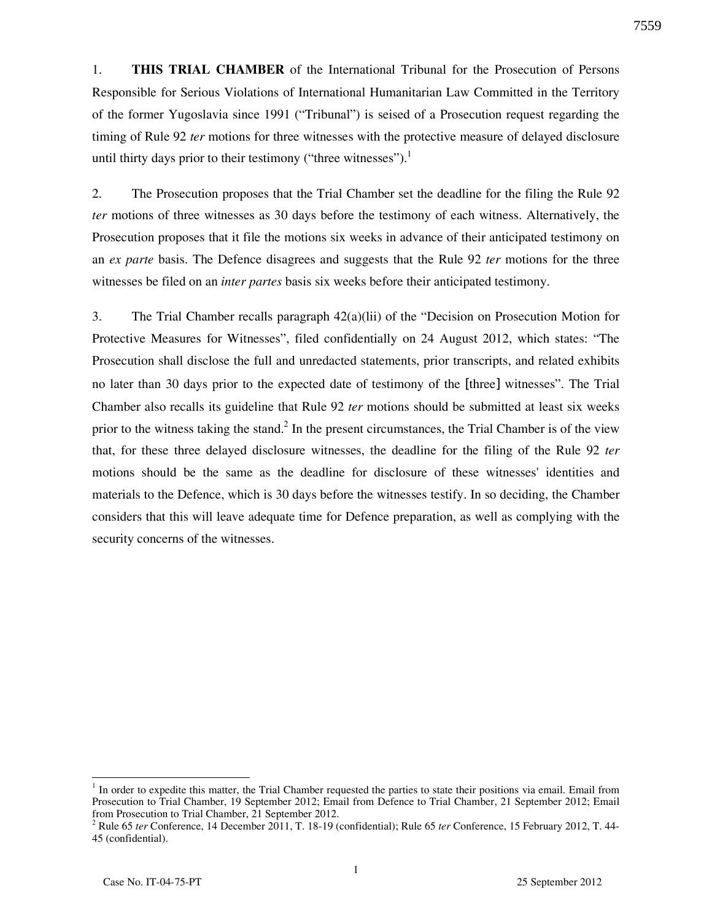1. **THIS TRIAL CHAMBER** of the International Tribunal for the Prosecution of Persons Responsible for Serious Violations of International Humanitarian Law Committed in the Territory of the former Yugoslavia since 1991 ("Tribunal") is seised of a Prosecution request regarding the timing of Rule 92 *ter* motions for three witnesses with the protective measure of delayed disclosure until thirty days prior to their testimony ("three witnesses").[1]

2. The Prosecution proposes that the Trial Chamber set the deadline for the filing the Rule 92 *ter* motions of three witnesses as 30 days before the testimony of each witness. Alternatively, the Prosecution proposes that it file the motions six weeks in advance of their anticipated testimony on an *ex parte* basis. The Defence disagrees and suggests that the Rule 92 *ter* motions for the three witnesses be filed on an *inter partes* basis six weeks before their anticipated testimony.

3. The Trial Chamber recalls paragraph 42(a)(lii) of the "Decision on Prosecution Motion for Protective Measures for Witnesses", filed confidentially on 24 August 2012, which states: "The Prosecution shall disclose the full and unredacted statements, prior transcripts, and related exhibits no later than 30 days prior to the expected date of testimony of the [three] witnesses". The Trial Chamber also recalls its guideline that Rule 92 *ter* motions should be submitted at least six weeks prior to the witness taking the stand.[2] In the present circumstances, the Trial Chamber is of the view that, for these three delayed disclosure witnesses, the deadline for the filing of the Rule 92 *ter* motions should be the same as the deadline for disclosure of these witnesses' identities and materials to the Defence, which is 30 days before the witnesses testify. In so deciding, the Chamber considers that this will leave adequate time for Defence preparation, as well as complying with the security concerns of the witnesses.

---

[1] In order to expedite this matter, the Trial Chamber requested the parties to state their positions via email. Email from Prosecution to Trial Chamber, 19 September 2012; Email from Defence to Trial Chamber, 21 September 2012; Email from Prosecution to Trial Chamber, 21 September 2012.

[2] Rule 65 *ter* Conference, 14 December 2011, T. 18-19 (confidential); Rule 65 *ter* Conference, 15 February 2012, T. 44-45 (confidential).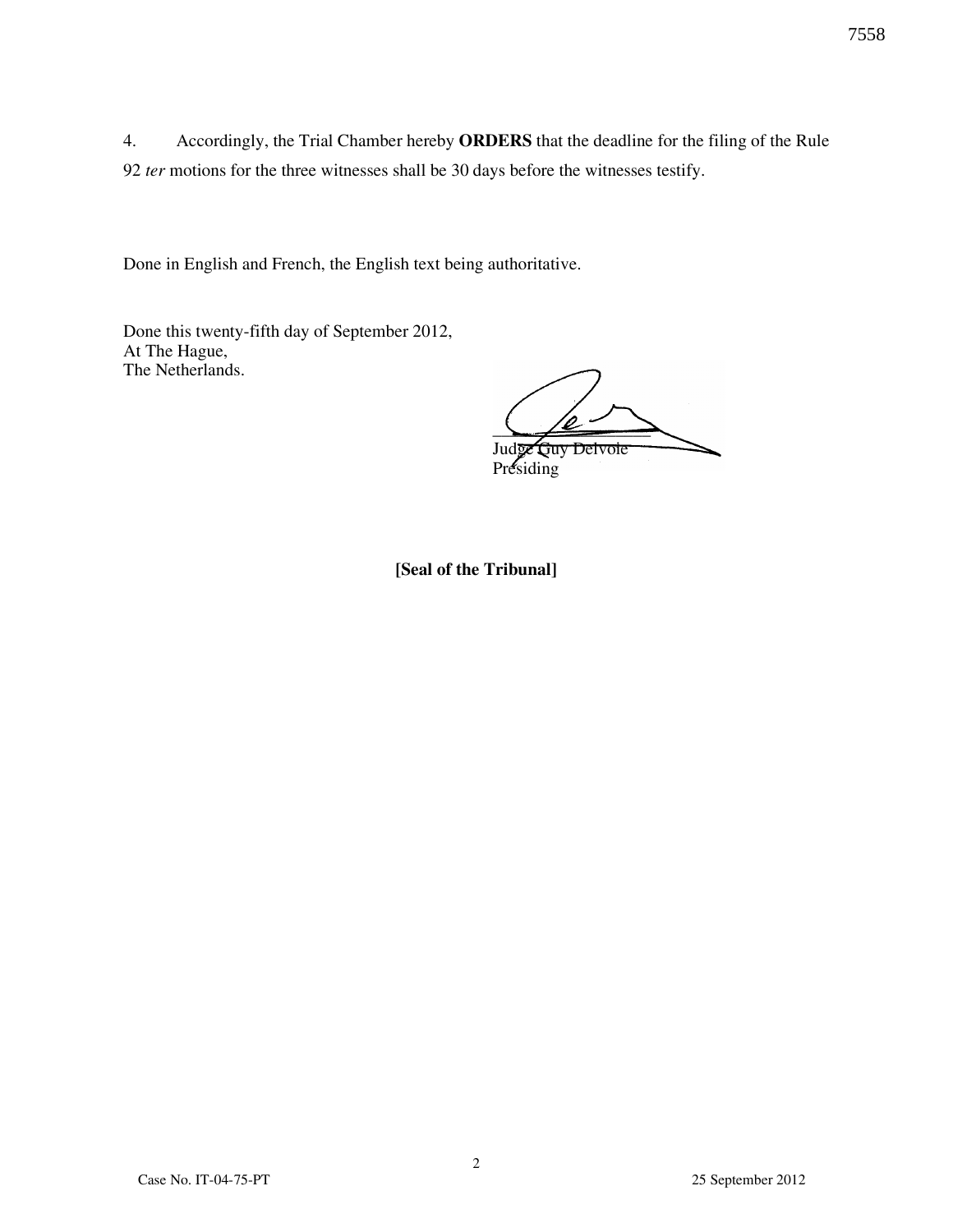4. Accordingly, the Trial Chamber hereby **ORDERS** that the deadline for the filing of the Rule 92 *ter* motions for the three witnesses shall be 30 days before the witnesses testify.

Done in English and French, the English text being authoritative.

Done this twenty-fifth day of September 2012,
At The Hague,
The Netherlands.

Judge Guy Delvoie
Presiding

**[Seal of the Tribunal]**